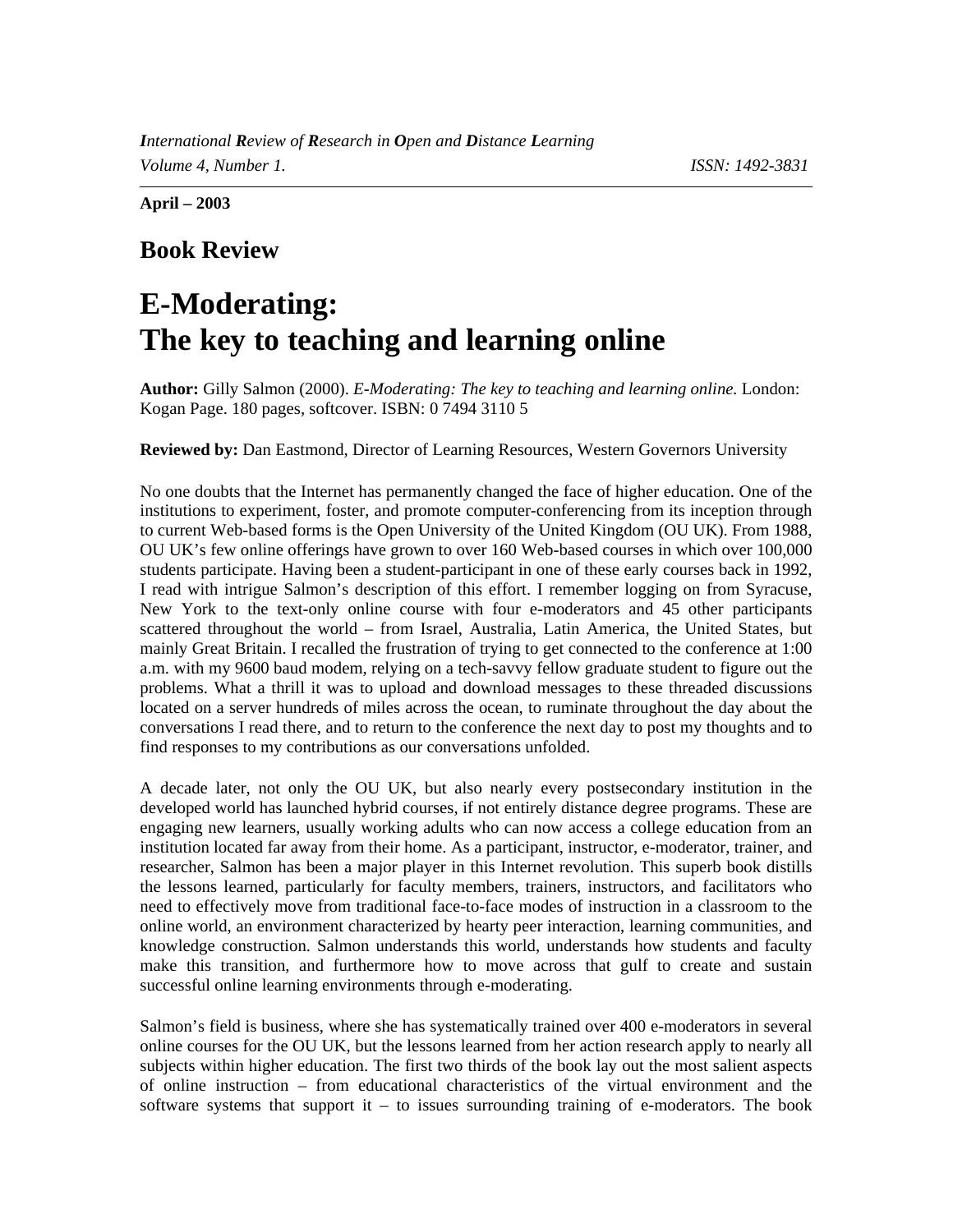*International Review of Research in Open and Distance Learning*
*Volume 4, Number 1.* *ISSN: 1492-3831*

**April – 2003**

## Book Review

# E-Moderating: The key to teaching and learning online

**Author:** Gilly Salmon (2000). *E-Moderating: The key to teaching and learning online.* London: Kogan Page. 180 pages, softcover. ISBN: 0 7494 3110 5

**Reviewed by:** Dan Eastmond, Director of Learning Resources, Western Governors University

No one doubts that the Internet has permanently changed the face of higher education. One of the institutions to experiment, foster, and promote computer-conferencing from its inception through to current Web-based forms is the Open University of the United Kingdom (OU UK). From 1988, OU UK's few online offerings have grown to over 160 Web-based courses in which over 100,000 students participate. Having been a student-participant in one of these early courses back in 1992, I read with intrigue Salmon's description of this effort. I remember logging on from Syracuse, New York to the text-only online course with four e-moderators and 45 other participants scattered throughout the world – from Israel, Australia, Latin America, the United States, but mainly Great Britain. I recalled the frustration of trying to get connected to the conference at 1:00 a.m. with my 9600 baud modem, relying on a tech-savvy fellow graduate student to figure out the problems. What a thrill it was to upload and download messages to these threaded discussions located on a server hundreds of miles across the ocean, to ruminate throughout the day about the conversations I read there, and to return to the conference the next day to post my thoughts and to find responses to my contributions as our conversations unfolded.

A decade later, not only the OU UK, but also nearly every postsecondary institution in the developed world has launched hybrid courses, if not entirely distance degree programs. These are engaging new learners, usually working adults who can now access a college education from an institution located far away from their home. As a participant, instructor, e-moderator, trainer, and researcher, Salmon has been a major player in this Internet revolution. This superb book distills the lessons learned, particularly for faculty members, trainers, instructors, and facilitators who need to effectively move from traditional face-to-face modes of instruction in a classroom to the online world, an environment characterized by hearty peer interaction, learning communities, and knowledge construction. Salmon understands this world, understands how students and faculty make this transition, and furthermore how to move across that gulf to create and sustain successful online learning environments through e-moderating.

Salmon's field is business, where she has systematically trained over 400 e-moderators in several online courses for the OU UK, but the lessons learned from her action research apply to nearly all subjects within higher education. The first two thirds of the book lay out the most salient aspects of online instruction – from educational characteristics of the virtual environment and the software systems that support it – to issues surrounding training of e-moderators. The book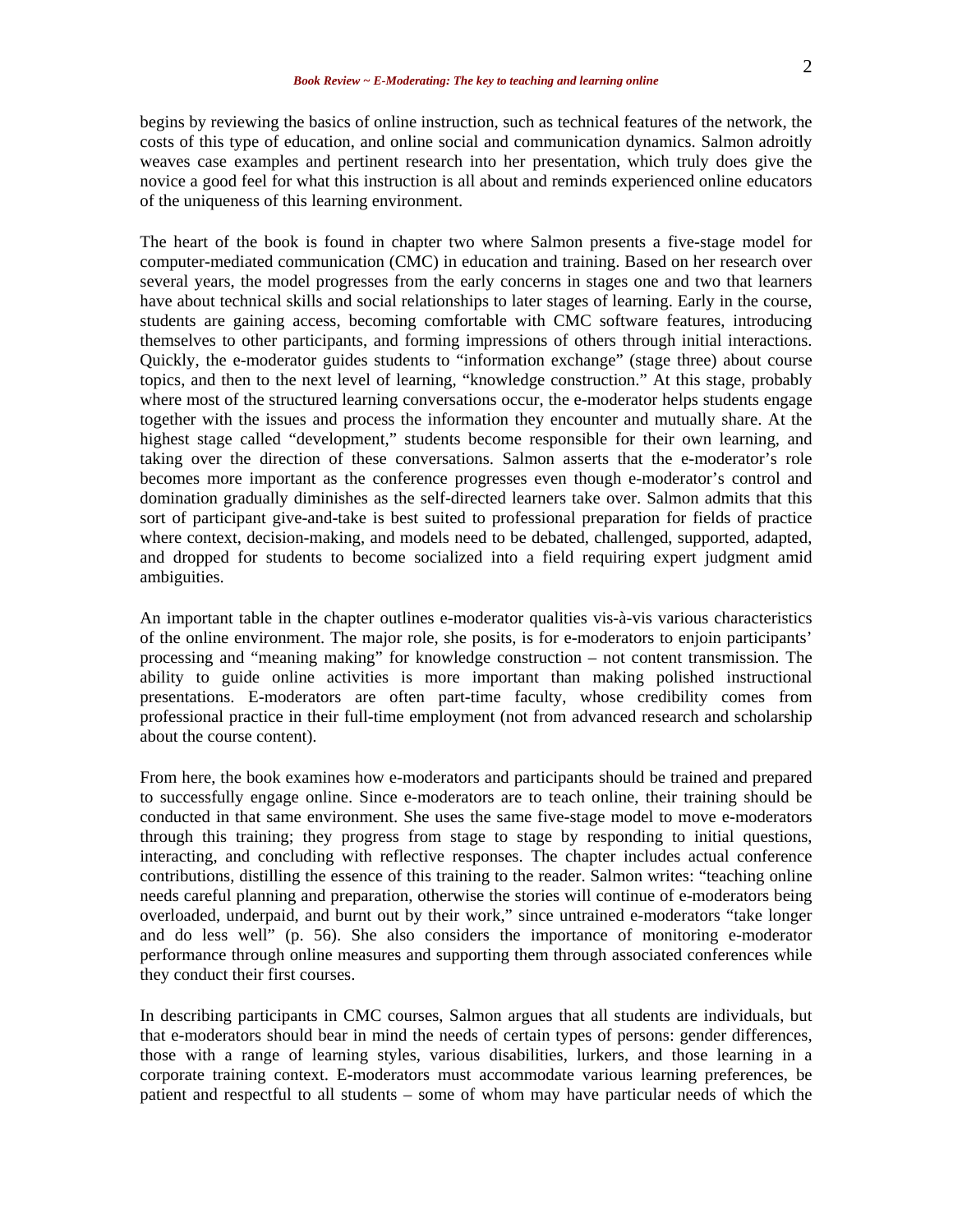begins by reviewing the basics of online instruction, such as technical features of the network, the costs of this type of education, and online social and communication dynamics. Salmon adroitly weaves case examples and pertinent research into her presentation, which truly does give the novice a good feel for what this instruction is all about and reminds experienced online educators of the uniqueness of this learning environment.

The heart of the book is found in chapter two where Salmon presents a five-stage model for computer-mediated communication (CMC) in education and training. Based on her research over several years, the model progresses from the early concerns in stages one and two that learners have about technical skills and social relationships to later stages of learning. Early in the course, students are gaining access, becoming comfortable with CMC software features, introducing themselves to other participants, and forming impressions of others through initial interactions. Quickly, the e-moderator guides students to "information exchange" (stage three) about course topics, and then to the next level of learning, "knowledge construction." At this stage, probably where most of the structured learning conversations occur, the e-moderator helps students engage together with the issues and process the information they encounter and mutually share. At the highest stage called "development," students become responsible for their own learning, and taking over the direction of these conversations. Salmon asserts that the e-moderator's role becomes more important as the conference progresses even though e-moderator's control and domination gradually diminishes as the self-directed learners take over. Salmon admits that this sort of participant give-and-take is best suited to professional preparation for fields of practice where context, decision-making, and models need to be debated, challenged, supported, adapted, and dropped for students to become socialized into a field requiring expert judgment amid ambiguities.

An important table in the chapter outlines e-moderator qualities vis-à-vis various characteristics of the online environment. The major role, she posits, is for e-moderators to enjoin participants' processing and "meaning making" for knowledge construction – not content transmission. The ability to guide online activities is more important than making polished instructional presentations. E-moderators are often part-time faculty, whose credibility comes from professional practice in their full-time employment (not from advanced research and scholarship about the course content).

From here, the book examines how e-moderators and participants should be trained and prepared to successfully engage online. Since e-moderators are to teach online, their training should be conducted in that same environment. She uses the same five-stage model to move e-moderators through this training; they progress from stage to stage by responding to initial questions, interacting, and concluding with reflective responses. The chapter includes actual conference contributions, distilling the essence of this training to the reader. Salmon writes: "teaching online needs careful planning and preparation, otherwise the stories will continue of e-moderators being overloaded, underpaid, and burnt out by their work," since untrained e-moderators "take longer and do less well" (p. 56). She also considers the importance of monitoring e-moderator performance through online measures and supporting them through associated conferences while they conduct their first courses.

In describing participants in CMC courses, Salmon argues that all students are individuals, but that e-moderators should bear in mind the needs of certain types of persons: gender differences, those with a range of learning styles, various disabilities, lurkers, and those learning in a corporate training context. E-moderators must accommodate various learning preferences, be patient and respectful to all students – some of whom may have particular needs of which the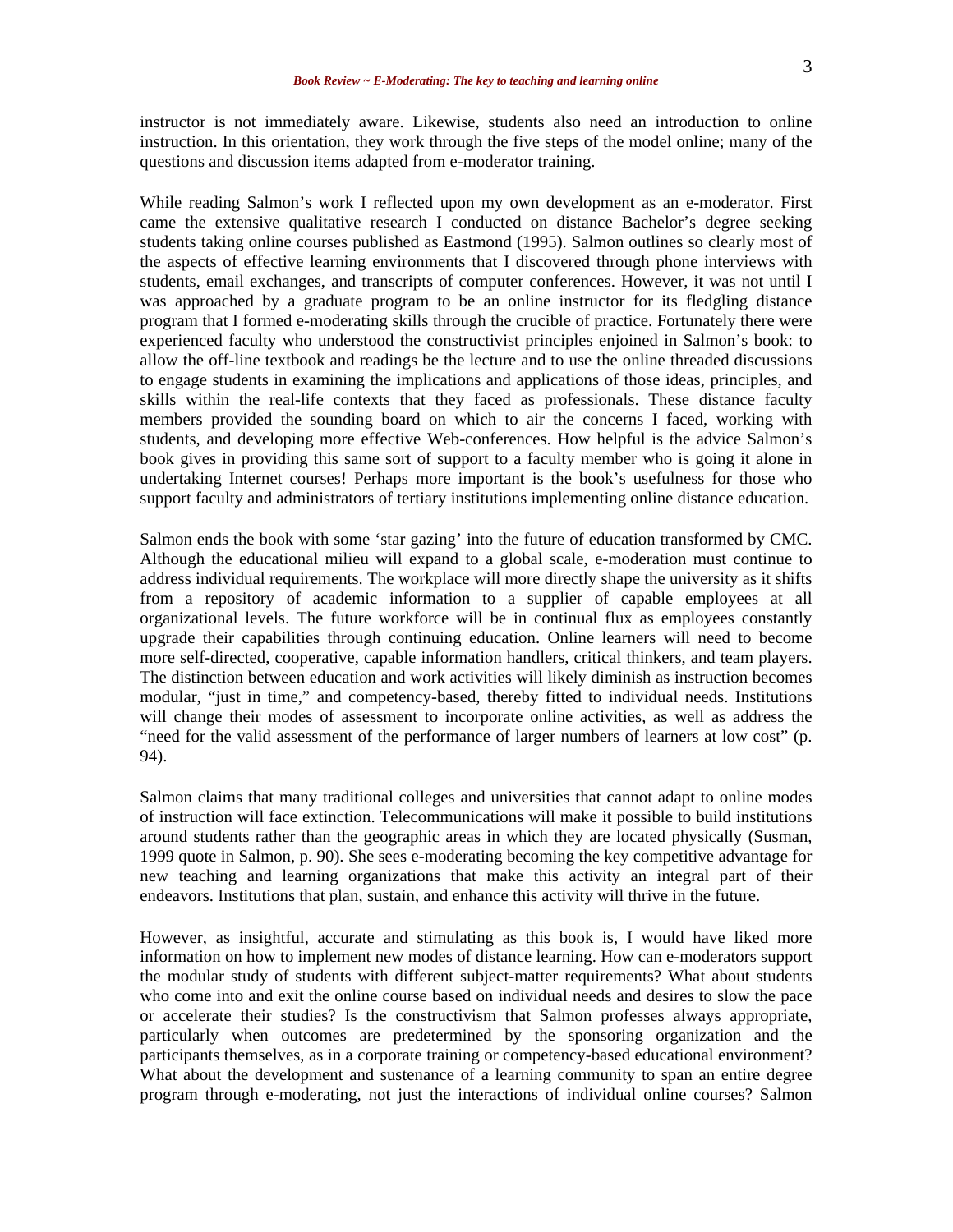instructor is not immediately aware. Likewise, students also need an introduction to online instruction. In this orientation, they work through the five steps of the model online; many of the questions and discussion items adapted from e-moderator training.

While reading Salmon's work I reflected upon my own development as an e-moderator. First came the extensive qualitative research I conducted on distance Bachelor's degree seeking students taking online courses published as Eastmond (1995). Salmon outlines so clearly most of the aspects of effective learning environments that I discovered through phone interviews with students, email exchanges, and transcripts of computer conferences. However, it was not until I was approached by a graduate program to be an online instructor for its fledgling distance program that I formed e-moderating skills through the crucible of practice. Fortunately there were experienced faculty who understood the constructivist principles enjoined in Salmon's book: to allow the off-line textbook and readings be the lecture and to use the online threaded discussions to engage students in examining the implications and applications of those ideas, principles, and skills within the real-life contexts that they faced as professionals. These distance faculty members provided the sounding board on which to air the concerns I faced, working with students, and developing more effective Web-conferences. How helpful is the advice Salmon's book gives in providing this same sort of support to a faculty member who is going it alone in undertaking Internet courses! Perhaps more important is the book's usefulness for those who support faculty and administrators of tertiary institutions implementing online distance education.

Salmon ends the book with some 'star gazing' into the future of education transformed by CMC. Although the educational milieu will expand to a global scale, e-moderation must continue to address individual requirements. The workplace will more directly shape the university as it shifts from a repository of academic information to a supplier of capable employees at all organizational levels. The future workforce will be in continual flux as employees constantly upgrade their capabilities through continuing education. Online learners will need to become more self-directed, cooperative, capable information handlers, critical thinkers, and team players. The distinction between education and work activities will likely diminish as instruction becomes modular, "just in time," and competency-based, thereby fitted to individual needs. Institutions will change their modes of assessment to incorporate online activities, as well as address the "need for the valid assessment of the performance of larger numbers of learners at low cost" (p. 94).

Salmon claims that many traditional colleges and universities that cannot adapt to online modes of instruction will face extinction. Telecommunications will make it possible to build institutions around students rather than the geographic areas in which they are located physically (Susman, 1999 quote in Salmon, p. 90). She sees e-moderating becoming the key competitive advantage for new teaching and learning organizations that make this activity an integral part of their endeavors. Institutions that plan, sustain, and enhance this activity will thrive in the future.

However, as insightful, accurate and stimulating as this book is, I would have liked more information on how to implement new modes of distance learning. How can e-moderators support the modular study of students with different subject-matter requirements? What about students who come into and exit the online course based on individual needs and desires to slow the pace or accelerate their studies? Is the constructivism that Salmon professes always appropriate, particularly when outcomes are predetermined by the sponsoring organization and the participants themselves, as in a corporate training or competency-based educational environment? What about the development and sustenance of a learning community to span an entire degree program through e-moderating, not just the interactions of individual online courses? Salmon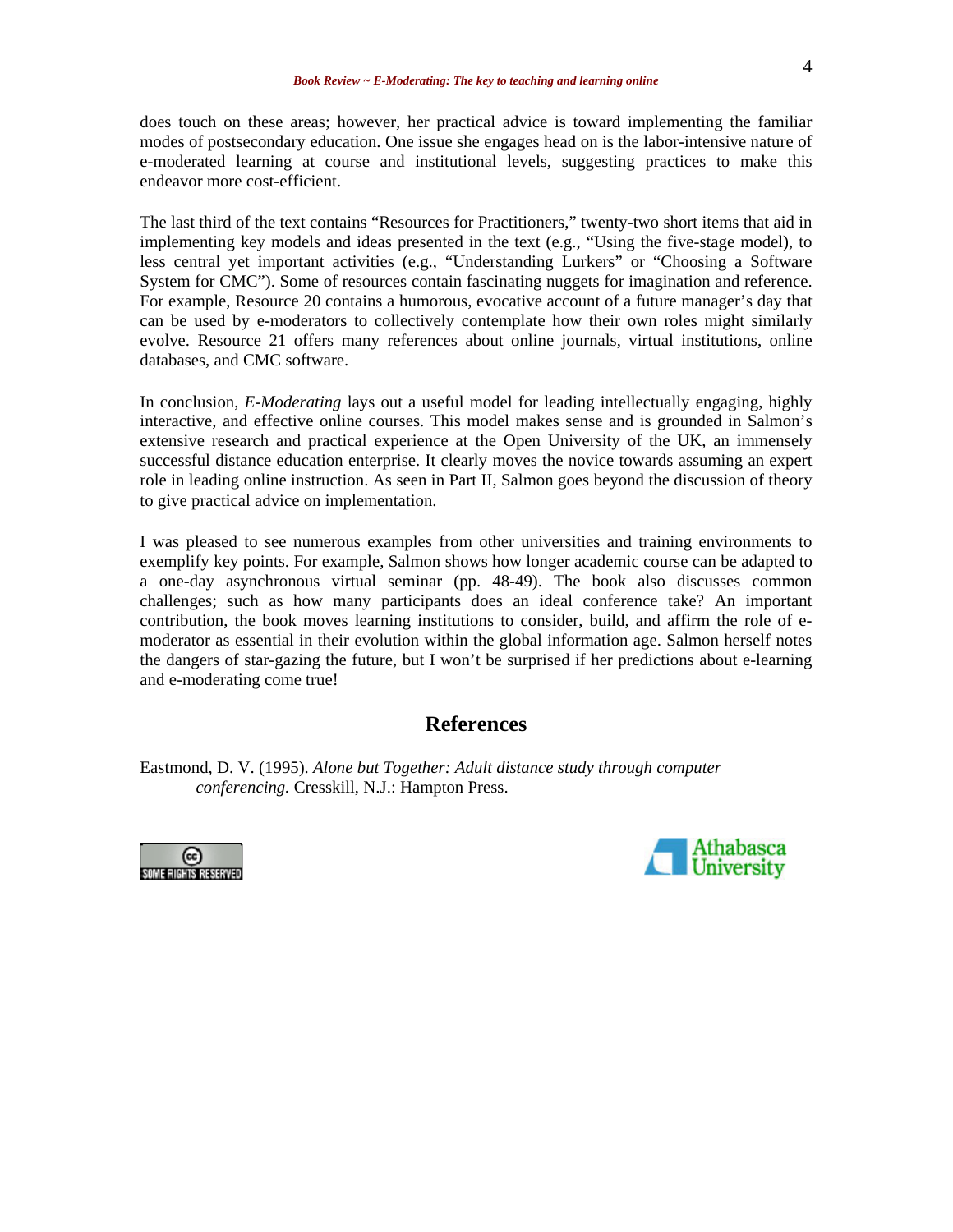does touch on these areas; however, her practical advice is toward implementing the familiar modes of postsecondary education. One issue she engages head on is the labor-intensive nature of e-moderated learning at course and institutional levels, suggesting practices to make this endeavor more cost-efficient.

The last third of the text contains "Resources for Practitioners," twenty-two short items that aid in implementing key models and ideas presented in the text (e.g., "Using the five-stage model), to less central yet important activities (e.g., "Understanding Lurkers" or "Choosing a Software System for CMC"). Some of resources contain fascinating nuggets for imagination and reference. For example, Resource 20 contains a humorous, evocative account of a future manager's day that can be used by e-moderators to collectively contemplate how their own roles might similarly evolve. Resource 21 offers many references about online journals, virtual institutions, online databases, and CMC software.

In conclusion, *E-Moderating* lays out a useful model for leading intellectually engaging, highly interactive, and effective online courses. This model makes sense and is grounded in Salmon's extensive research and practical experience at the Open University of the UK, an immensely successful distance education enterprise. It clearly moves the novice towards assuming an expert role in leading online instruction. As seen in Part II, Salmon goes beyond the discussion of theory to give practical advice on implementation.

I was pleased to see numerous examples from other universities and training environments to exemplify key points. For example, Salmon shows how longer academic course can be adapted to a one-day asynchronous virtual seminar (pp. 48-49). The book also discusses common challenges; such as how many participants does an ideal conference take? An important contribution, the book moves learning institutions to consider, build, and affirm the role of e-moderator as essential in their evolution within the global information age. Salmon herself notes the dangers of star-gazing the future, but I won't be surprised if her predictions about e-learning and e-moderating come true!

## References

Eastmond, D. V. (1995). *Alone but Together: Adult distance study through computer conferencing.* Cresskill, N.J.: Hampton Press.